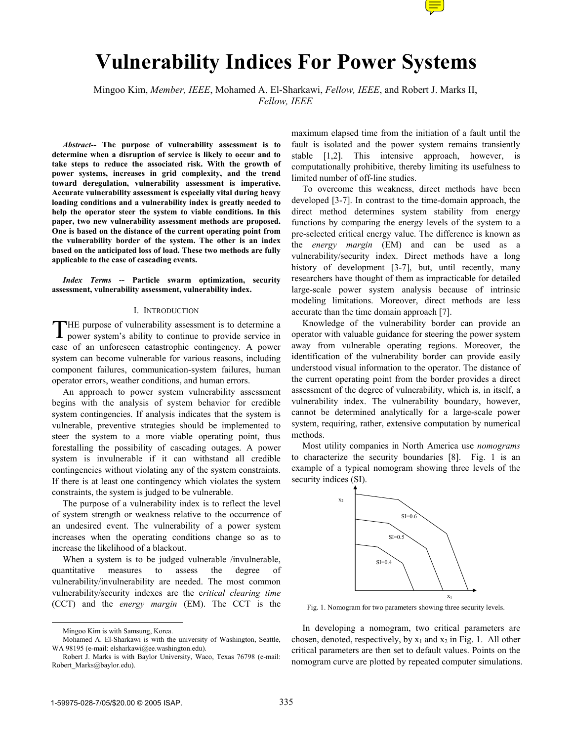# Vulnerability Indices For Power Systems

Mingoo Kim, *Member, IEEE*, Mohamed A. El-Sharkawi, *Fellow, IEEE*, and Robert J. Marks II, *Fellow, IEEE*

***Abstract*-- The purpose of vulnerability assessment is to determine when a disruption of service is likely to occur and to take steps to reduce the associated risk. With the growth of power systems, increases in grid complexity, and the trend toward deregulation, vulnerability assessment is imperative. Accurate vulnerability assessment is especially vital during heavy loading conditions and a vulnerability index is greatly needed to help the operator steer the system to viable conditions. In this paper, two new vulnerability assessment methods are proposed. One is based on the distance of the current operating point from the vulnerability border of the system. The other is an index based on the anticipated loss of load. These two methods are fully applicable to the case of cascading events.**

***Index Terms* -- Particle swarm optimization, security assessment, vulnerability assessment, vulnerability index.**

## I. INTRODUCTION

THE purpose of vulnerability assessment is to determine a power system's ability to continue to provide service in case of an unforeseen catastrophic contingency. A power system can become vulnerable for various reasons, including component failures, communication-system failures, human operator errors, weather conditions, and human errors.

An approach to power system vulnerability assessment begins with the analysis of system behavior for credible system contingencies. If analysis indicates that the system is vulnerable, preventive strategies should be implemented to steer the system to a more viable operating point, thus forestalling the possibility of cascading outages. A power system is invulnerable if it can withstand all credible contingencies without violating any of the system constraints. If there is at least one contingency which violates the system constraints, the system is judged to be vulnerable.

The purpose of a vulnerability index is to reflect the level of system strength or weakness relative to the occurrence of an undesired event. The vulnerability of a power system increases when the operating conditions change so as to increase the likelihood of a blackout.

When a system is to be judged vulnerable /invulnerable, quantitative measures to assess the degree of vulnerability/invulnerability are needed. The most common vulnerability/security indexes are the c*ritical clearing time* (CCT) and the *energy margin* (EM). The CCT is the maximum elapsed time from the initiation of a fault until the fault is isolated and the power system remains transiently stable [1,2]. This intensive approach, however, is computationally prohibitive, thereby limiting its usefulness to limited number of off-line studies.

To overcome this weakness, direct methods have been developed [3-7]. In contrast to the time-domain approach, the direct method determines system stability from energy functions by comparing the energy levels of the system to a pre-selected critical energy value. The difference is known as the *energy margin* (EM) and can be used as a vulnerability/security index. Direct methods have a long history of development [3-7], but, until recently, many researchers have thought of them as impracticable for detailed large-scale power system analysis because of intrinsic modeling limitations. Moreover, direct methods are less accurate than the time domain approach [7].

Knowledge of the vulnerability border can provide an operator with valuable guidance for steering the power system away from vulnerable operating regions. Moreover, the identification of the vulnerability border can provide easily understood visual information to the operator. The distance of the current operating point from the border provides a direct assessment of the degree of vulnerability, which is, in itself, a vulnerability index. The vulnerability boundary, however, cannot be determined analytically for a large-scale power system, requiring, rather, extensive computation by numerical methods.

Most utility companies in North America use *nomograms* to characterize the security boundaries [8]. Fig. 1 is an example of a typical nomogram showing three levels of the security indices (SI).

Fig. 1. Nomogram for two parameters showing three security levels.

In developing a nomogram, two critical parameters are chosen, denoted, respectively, by $x_1$ and $x_2$ in Fig. 1. All other critical parameters are then set to default values. Points on the nomogram curve are plotted by repeated computer simulations.

---

Mingoo Kim is with Samsung, Korea.

Mohamed A. El-Sharkawi is with the university of Washington, Seattle, WA 98195 (e-mail: elsharkawi@ee.washington.edu).

Robert J. Marks is with Baylor University, Waco, Texas 76798 (e-mail: Robert_Marks@baylor.edu).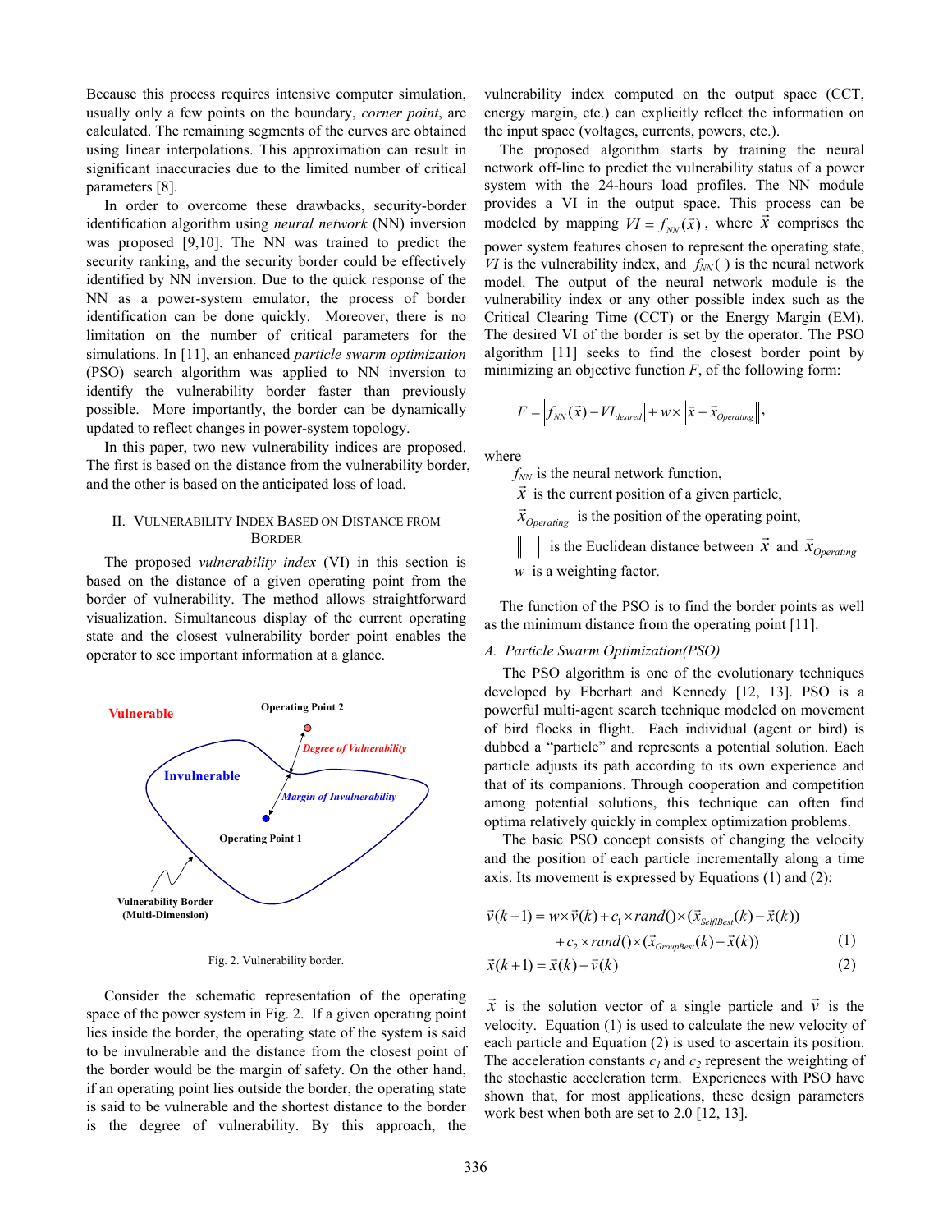Because this process requires intensive computer simulation, usually only a few points on the boundary, *corner point*, are calculated. The remaining segments of the curves are obtained using linear interpolations. This approximation can result in significant inaccuracies due to the limited number of critical parameters [8].

In order to overcome these drawbacks, security-border identification algorithm using *neural network* (NN) inversion was proposed [9,10]. The NN was trained to predict the security ranking, and the security border could be effectively identified by NN inversion. Due to the quick response of the NN as a power-system emulator, the process of border identification can be done quickly. Moreover, there is no limitation on the number of critical parameters for the simulations. In [11], an enhanced *particle swarm optimization* (PSO) search algorithm was applied to NN inversion to identify the vulnerability border faster than previously possible. More importantly, the border can be dynamically updated to reflect changes in power-system topology.

In this paper, two new vulnerability indices are proposed. The first is based on the distance from the vulnerability border, and the other is based on the anticipated loss of load.

## II. Vulnerability Index Based on Distance from Border

The proposed *vulnerability index* (VI) in this section is based on the distance of a given operating point from the border of vulnerability. The method allows straightforward visualization. Simultaneous display of the current operating state and the closest vulnerability border point enables the operator to see important information at a glance.

Fig. 2. Vulnerability border.

Consider the schematic representation of the operating space of the power system in Fig. 2. If a given operating point lies inside the border, the operating state of the system is said to be invulnerable and the distance from the closest point of the border would be the margin of safety. On the other hand, if an operating point lies outside the border, the operating state is said to be vulnerable and the shortest distance to the border is the degree of vulnerability. By this approach, the vulnerability index computed on the output space (CCT, energy margin, etc.) can explicitly reflect the information on the input space (voltages, currents, powers, etc.).

The proposed algorithm starts by training the neural network off-line to predict the vulnerability status of a power system with the 24-hours load profiles. The NN module provides a VI in the output space. This process can be modeled by mapping $VI = f_{NN}(\vec{x})$, where $\vec{x}$ comprises the power system features chosen to represent the operating state, $VI$ is the vulnerability index, and $f_{NN}(\,)$ is the neural network model. The output of the neural network module is the vulnerability index or any other possible index such as the Critical Clearing Time (CCT) or the Energy Margin (EM). The desired VI of the border is set by the operator. The PSO algorithm [11] seeks to find the closest border point by minimizing an objective function $F$, of the following form:

$$F = \left| f_{NN}(\vec{x}) - VI_{desired} \right| + w \times \left\| \vec{x} - \vec{x}_{Operating} \right\|,$$

where

- $f_{NN}$ is the neural network function,
- $\vec{x}$ is the current position of a given particle,
- $\vec{x}_{Operating}$ is the position of the operating point,
- $\|\;\|$ is the Euclidean distance between $\vec{x}$ and $\vec{x}_{Operating}$
- $w$ is a weighting factor.

The function of the PSO is to find the border points as well as the minimum distance from the operating point [11].

### A. Particle Swarm Optimization(PSO)

The PSO algorithm is one of the evolutionary techniques developed by Eberhart and Kennedy [12, 13]. PSO is a powerful multi-agent search technique modeled on movement of bird flocks in flight. Each individual (agent or bird) is dubbed a "particle" and represents a potential solution. Each particle adjusts its path according to its own experience and that of its companions. Through cooperation and competition among potential solutions, this technique can often find optima relatively quickly in complex optimization problems.

The basic PSO concept consists of changing the velocity and the position of each particle incrementally along a time axis. Its movement is expressed by Equations (1) and (2):

$$\vec{v}(k+1) = w \times \vec{v}(k) + c_1 \times rand() \times (\vec{x}_{SelfBest}(k) - \vec{x}(k)) + c_2 \times rand() \times (\vec{x}_{GroupBest}(k) - \vec{x}(k)) \tag{1}$$

$$\vec{x}(k+1) = \vec{x}(k) + \vec{v}(k) \tag{2}$$

$\vec{x}$ is the solution vector of a single particle and $\vec{v}$ is the velocity. Equation (1) is used to calculate the new velocity of each particle and Equation (2) is used to ascertain its position. The acceleration constants $c_1$ and $c_2$ represent the weighting of the stochastic acceleration term. Experiences with PSO have shown that, for most applications, these design parameters work best when both are set to 2.0 [12, 13].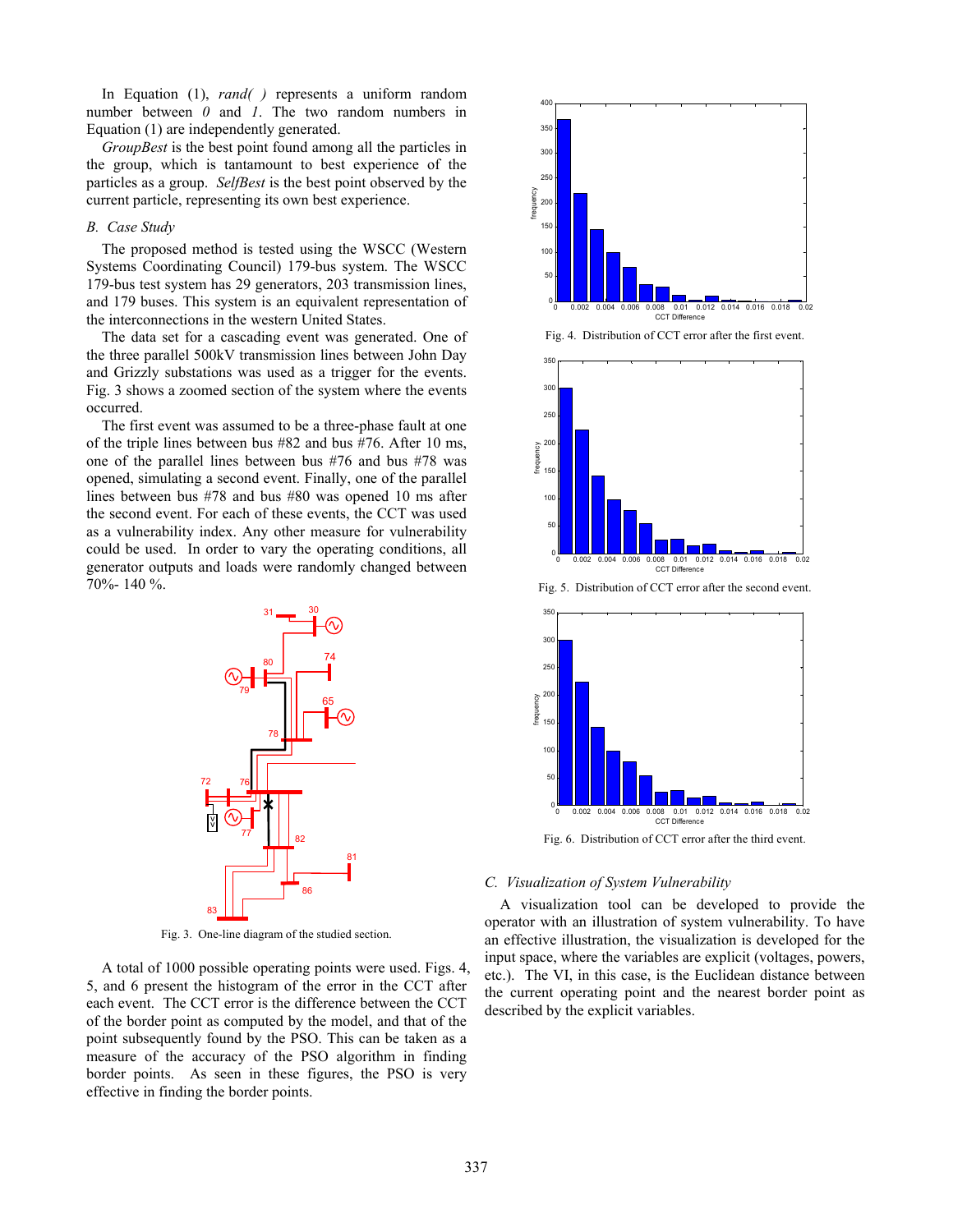In Equation (1), *rand( )* represents a uniform random number between *0* and *1*. The two random numbers in Equation (1) are independently generated.

*GroupBest* is the best point found among all the particles in the group, which is tantamount to best experience of the particles as a group. *SelfBest* is the best point observed by the current particle, representing its own best experience.

## B. Case Study

The proposed method is tested using the WSCC (Western Systems Coordinating Council) 179-bus system. The WSCC 179-bus test system has 29 generators, 203 transmission lines, and 179 buses. This system is an equivalent representation of the interconnections in the western United States.

The data set for a cascading event was generated. One of the three parallel 500kV transmission lines between John Day and Grizzly substations was used as a trigger for the events. Fig. 3 shows a zoomed section of the system where the events occurred.

The first event was assumed to be a three-phase fault at one of the triple lines between bus #82 and bus #76. After 10 ms, one of the parallel lines between bus #76 and bus #78 was opened, simulating a second event. Finally, one of the parallel lines between bus #78 and bus #80 was opened 10 ms after the second event. For each of these events, the CCT was used as a vulnerability index. Any other measure for vulnerability could be used. In order to vary the operating conditions, all generator outputs and loads were randomly changed between 70%- 140 %.

Fig. 3. One-line diagram of the studied section.

A total of 1000 possible operating points were used. Figs. 4, 5, and 6 present the histogram of the error in the CCT after each event. The CCT error is the difference between the CCT of the border point as computed by the model, and that of the point subsequently found by the PSO. This can be taken as a measure of the accuracy of the PSO algorithm in finding border points. As seen in these figures, the PSO is very effective in finding the border points.

Fig. 4. Distribution of CCT error after the first event.

Fig. 5. Distribution of CCT error after the second event.

Fig. 6. Distribution of CCT error after the third event.

## C. Visualization of System Vulnerability

A visualization tool can be developed to provide the operator with an illustration of system vulnerability. To have an effective illustration, the visualization is developed for the input space, where the variables are explicit (voltages, powers, etc.). The VI, in this case, is the Euclidean distance between the current operating point and the nearest border point as described by the explicit variables.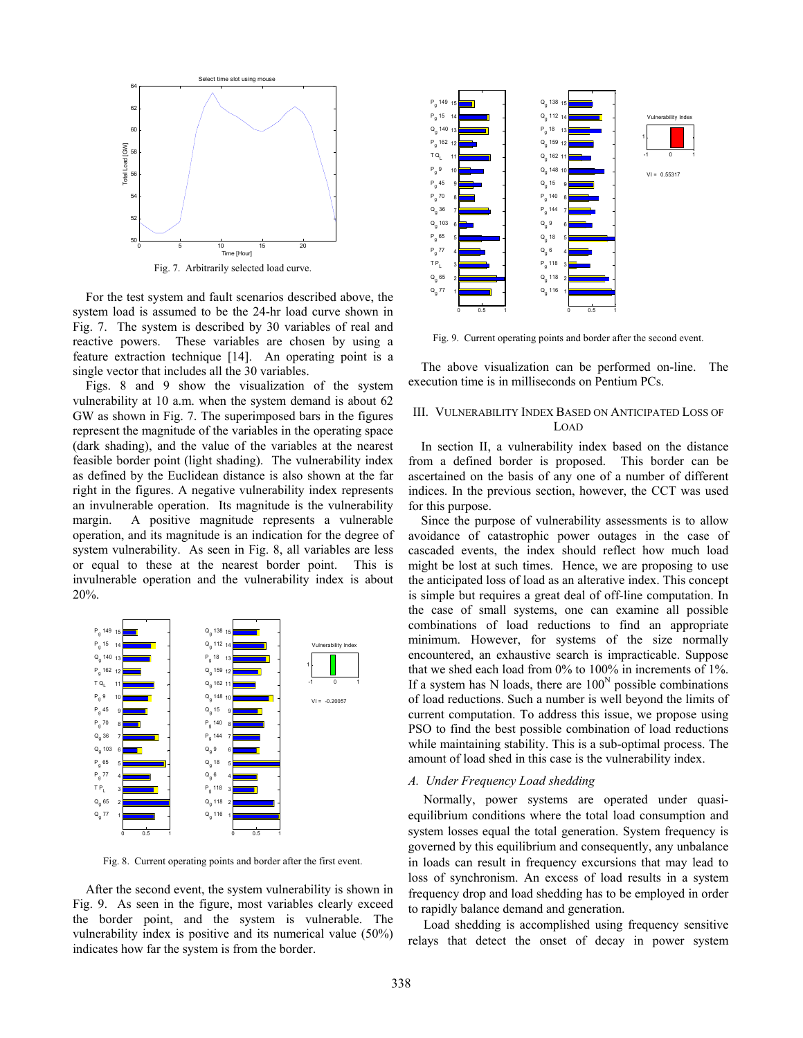Select time slot using mouse

Total Load [GW]

64
62
60
58
56
54
52
50

0 5 10 15 20

Time [Hour]

Fig. 7. Arbitrarily selected load curve.

For the test system and fault scenarios described above, the system load is assumed to be the 24-hr load curve shown in Fig. 7. The system is described by 30 variables of real and reactive powers. These variables are chosen by using a feature extraction technique [14]. An operating point is a single vector that includes all the 30 variables.

Figs. 8 and 9 show the visualization of the system vulnerability at 10 a.m. when the system demand is about 62 GW as shown in Fig. 7. The superimposed bars in the figures represent the magnitude of the variables in the operating space (dark shading), and the value of the variables at the nearest feasible border point (light shading). The vulnerability index as defined by the Euclidean distance is also shown at the far right in the figures. A negative vulnerability index represents an invulnerable operation. Its magnitude is the vulnerability margin. A positive magnitude represents a vulnerable operation, and its magnitude is an indication for the degree of system vulnerability. As seen in Fig. 8, all variables are less or equal to these at the nearest border point. This is invulnerable operation and the vulnerability index is about 20%.

$P_g$ 149 15
$P_g$ 15 14
$Q_g$ 140 13
$P_g$ 162 12
$TQ_L$ 11
$P_g$ 9 10
$P_g$ 45 9
$P_g$ 70 8
$Q_g$ 36 7
$Q_g$ 103 6
$P_g$ 65 5
$P_g$ 77 4
$TP_L$ 3
$Q_g$ 65 2
$Q_g$ 77 1

0 0.5 1

$Q_g$ 138 15
$Q_g$ 112 14
$P_g$ 18 13
$Q_g$ 159 12
$Q_g$ 162 11
$Q_g$ 148 10
$Q_g$ 15 9
$P_g$ 140 8
$P_g$ 144 7
$Q_g$ 9 6
$Q_g$ 18 5
$Q_g$ 6 4
$P_g$ 118 3
$Q_g$ 118 2
$Q_g$ 116 1

0 0.5 1

Vulnerability Index

1

-1 0 1

VI = -0.20057

Fig. 8. Current operating points and border after the first event.

After the second event, the system vulnerability is shown in Fig. 9. As seen in the figure, most variables clearly exceed the border point, and the system is vulnerable. The vulnerability index is positive and its numerical value (50%) indicates how far the system is from the border.

$P_g$ 149 15
$P_g$ 15 14
$Q_g$ 140 13
$P_g$ 162 12
$TQ_L$ 11
$P_g$ 9 10
$P_g$ 45 9
$P_g$ 70 8
$Q_g$ 36 7
$Q_g$ 103 6
$P_g$ 65 5
$P_g$ 77 4
$TP_L$ 3
$Q_g$ 65 2
$Q_g$ 77 1

0 0.5 1

$Q_g$ 138 15
$Q_g$ 112 14
$P_g$ 18 13
$Q_g$ 159 12
$Q_g$ 162 11
$Q_g$ 148 10
$Q_g$ 15 9
$P_g$ 140 8
$P_g$ 144 7
$Q_g$ 9 6
$Q_g$ 18 5
$Q_g$ 6 4
$P_g$ 118 3
$Q_g$ 118 2
$Q_g$ 116 1

0 0.5 1

Vulnerability Index

1

-1 0 1

VI = 0.55317

Fig. 9. Current operating points and border after the second event.

The above visualization can be performed on-line. The execution time is in milliseconds on Pentium PCs.

## III. Vulnerability Index Based on Anticipated Loss of Load

In section II, a vulnerability index based on the distance from a defined border is proposed. This border can be ascertained on the basis of any one of a number of different indices. In the previous section, however, the CCT was used for this purpose.

Since the purpose of vulnerability assessments is to allow avoidance of catastrophic power outages in the case of cascaded events, the index should reflect how much load might be lost at such times. Hence, we are proposing to use the anticipated loss of load as an alterative index. This concept is simple but requires a great deal of off-line computation. In the case of small systems, one can examine all possible combinations of load reductions to find an appropriate minimum. However, for systems of the size normally encountered, an exhaustive search is impracticable. Suppose that we shed each load from 0% to 100% in increments of 1%. If a system has N loads, there are $100^N$ possible combinations of load reductions. Such a number is well beyond the limits of current computation. To address this issue, we propose using PSO to find the best possible combination of load reductions while maintaining stability. This is a sub-optimal process. The amount of load shed in this case is the vulnerability index.

### *A. Under Frequency Load shedding*

Normally, power systems are operated under quasi-equilibrium conditions where the total load consumption and system losses equal the total generation. System frequency is governed by this equilibrium and consequently, any unbalance in loads can result in frequency excursions that may lead to loss of synchronism. An excess of load results in a system frequency drop and load shedding has to be employed in order to rapidly balance demand and generation.

Load shedding is accomplished using frequency sensitive relays that detect the onset of decay in power system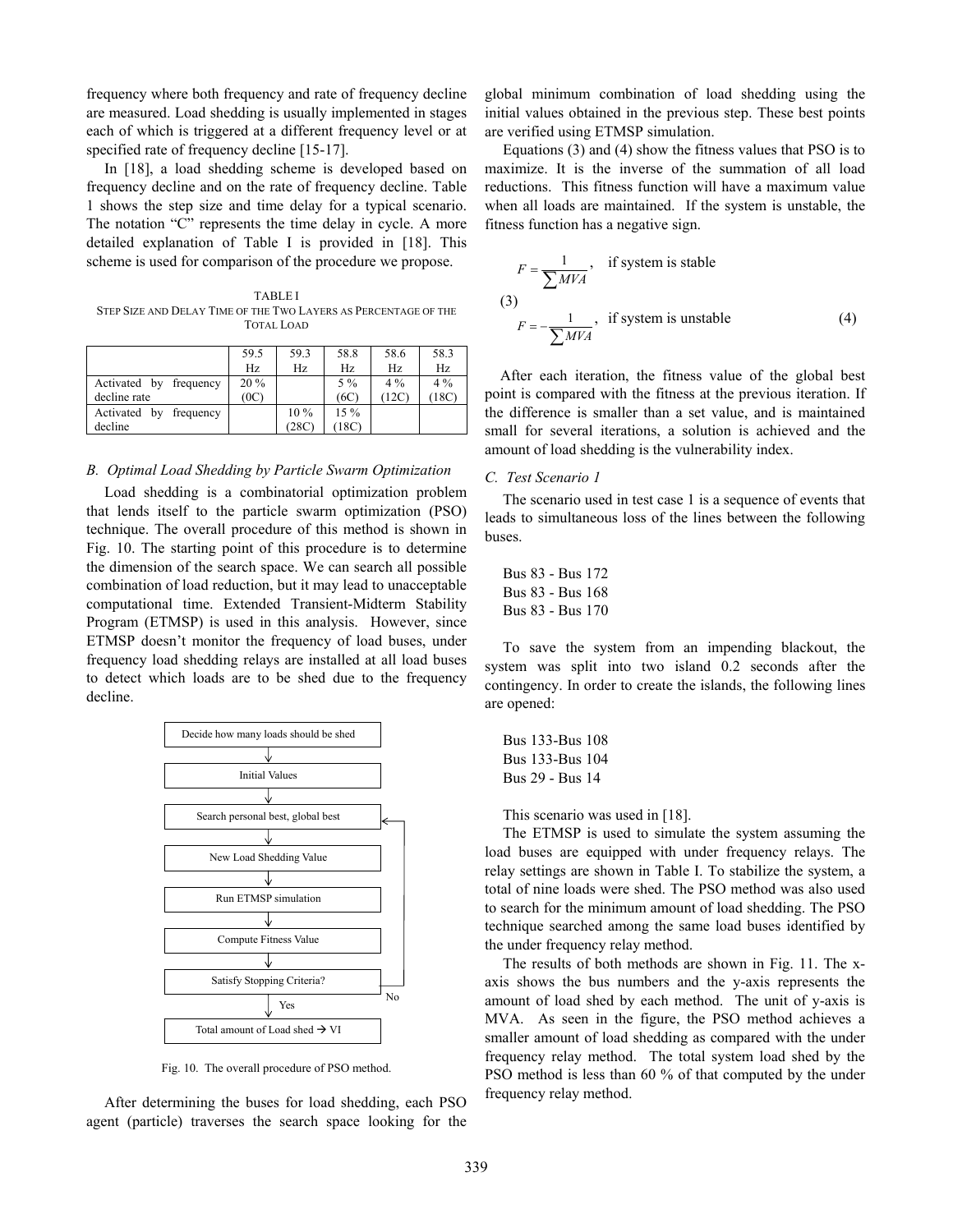frequency where both frequency and rate of frequency decline are measured. Load shedding is usually implemented in stages each of which is triggered at a different frequency level or at specified rate of frequency decline [15-17].

In [18], a load shedding scheme is developed based on frequency decline and on the rate of frequency decline. Table 1 shows the step size and time delay for a typical scenario. The notation "C" represents the time delay in cycle. A more detailed explanation of Table I is provided in [18]. This scheme is used for comparison of the procedure we propose.

TABLE I
STEP SIZE AND DELAY TIME OF THE TWO LAYERS AS PERCENTAGE OF THE TOTAL LOAD

| | 59.5 Hz | 59.3 Hz | 58.8 Hz | 58.6 Hz | 58.3 Hz |
|---|---|---|---|---|---|
| Activated by frequency decline rate | 20 % (0C) | | 5 % (6C) | 4 % (12C) | 4 % (18C) |
| Activated by frequency decline | | 10 % (28C) | 15 % (18C) | | |

### B. Optimal Load Shedding by Particle Swarm Optimization

Load shedding is a combinatorial optimization problem that lends itself to the particle swarm optimization (PSO) technique. The overall procedure of this method is shown in Fig. 10. The starting point of this procedure is to determine the dimension of the search space. We can search all possible combination of load reduction, but it may lead to unacceptable computational time. Extended Transient-Midterm Stability Program (ETMSP) is used in this analysis. However, since ETMSP doesn't monitor the frequency of load buses, under frequency load shedding relays are installed at all load buses to detect which loads are to be shed due to the frequency decline.

Decide how many loads should be shed → Initial Values → Search personal best, global best → New Load Shedding Value → Run ETMSP simulation → Compute Fitness Value → Satisfy Stopping Criteria? (No → Search personal best, global best; Yes → Total amount of Load shed → VI)

Fig. 10. The overall procedure of PSO method.

After determining the buses for load shedding, each PSO agent (particle) traverses the search space looking for the global minimum combination of load shedding using the initial values obtained in the previous step. These best points are verified using ETMSP simulation.

Equations (3) and (4) show the fitness values that PSO is to maximize. It is the inverse of the summation of all load reductions. This fitness function will have a maximum value when all loads are maintained. If the system is unstable, the fitness function has a negative sign.

$$F = \frac{1}{\sum MVA}, \quad \text{if system is stable} \tag{3}$$

$$F = -\frac{1}{\sum MVA}, \quad \text{if system is unstable} \tag{4}$$

After each iteration, the fitness value of the global best point is compared with the fitness at the previous iteration. If the difference is smaller than a set value, and is maintained small for several iterations, a solution is achieved and the amount of load shedding is the vulnerability index.

### C. Test Scenario 1

The scenario used in test case 1 is a sequence of events that leads to simultaneous loss of the lines between the following buses.

Bus 83 - Bus 172
Bus 83 - Bus 168
Bus 83 - Bus 170

To save the system from an impending blackout, the system was split into two island 0.2 seconds after the contingency. In order to create the islands, the following lines are opened:

Bus 133-Bus 108
Bus 133-Bus 104
Bus 29 - Bus 14

This scenario was used in [18].

The ETMSP is used to simulate the system assuming the load buses are equipped with under frequency relays. The relay settings are shown in Table I. To stabilize the system, a total of nine loads were shed. The PSO method was also used to search for the minimum amount of load shedding. The PSO technique searched among the same load buses identified by the under frequency relay method.

The results of both methods are shown in Fig. 11. The x-axis shows the bus numbers and the y-axis represents the amount of load shed by each method. The unit of y-axis is MVA. As seen in the figure, the PSO method achieves a smaller amount of load shedding as compared with the under frequency relay method. The total system load shed by the PSO method is less than 60 % of that computed by the under frequency relay method.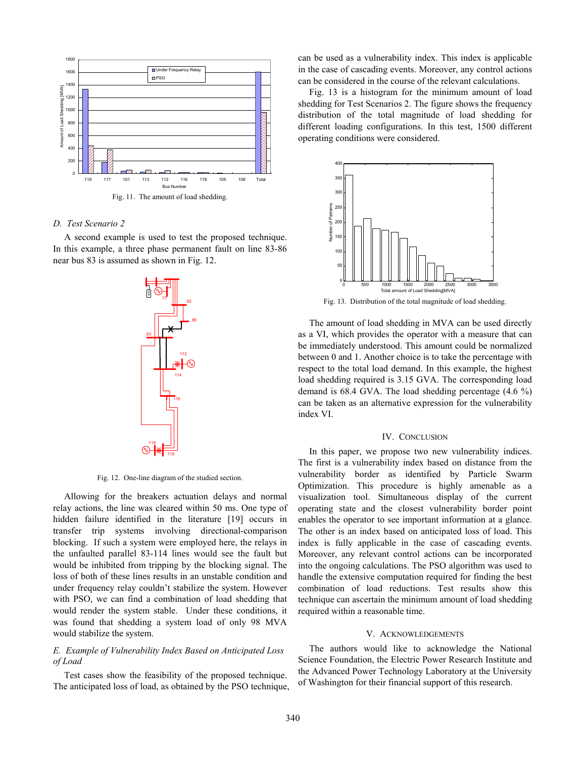Fig. 11. The amount of load shedding.

### D. Test Scenario 2

A second example is used to test the proposed technique. In this example, a three phase permanent fault on line 83-86 near bus 83 is assumed as shown in Fig. 12.

Fig. 12. One-line diagram of the studied section.

Allowing for the breakers actuation delays and normal relay actions, the line was cleared within 50 ms. One type of hidden failure identified in the literature [19] occurs in transfer trip systems involving directional-comparison blocking. If such a system were employed here, the relays in the unfaulted parallel 83-114 lines would see the fault but would be inhibited from tripping by the blocking signal. The loss of both of these lines results in an unstable condition and under frequency relay couldn't stabilize the system. However with PSO, we can find a combination of load shedding that would render the system stable. Under these conditions, it was found that shedding a system load of only 98 MVA would stabilize the system.

### E. Example of Vulnerability Index Based on Anticipated Loss of Load

Test cases show the feasibility of the proposed technique. The anticipated loss of load, as obtained by the PSO technique, can be used as a vulnerability index. This index is applicable in the case of cascading events. Moreover, any control actions can be considered in the course of the relevant calculations.

Fig. 13 is a histogram for the minimum amount of load shedding for Test Scenarios 2. The figure shows the frequency distribution of the total magnitude of load shedding for different loading configurations. In this test, 1500 different operating conditions were considered.

Fig. 13. Distribution of the total magnitude of load shedding.

The amount of load shedding in MVA can be used directly as a VI, which provides the operator with a measure that can be immediately understood. This amount could be normalized between 0 and 1. Another choice is to take the percentage with respect to the total load demand. In this example, the highest load shedding required is 3.15 GVA. The corresponding load demand is 68.4 GVA. The load shedding percentage (4.6 %) can be taken as an alternative expression for the vulnerability index VI.

## IV. Conclusion

In this paper, we propose two new vulnerability indices. The first is a vulnerability index based on distance from the vulnerability border as identified by Particle Swarm Optimization. This procedure is highly amenable as a visualization tool. Simultaneous display of the current operating state and the closest vulnerability border point enables the operator to see important information at a glance. The other is an index based on anticipated loss of load. This index is fully applicable in the case of cascading events. Moreover, any relevant control actions can be incorporated into the ongoing calculations. The PSO algorithm was used to handle the extensive computation required for finding the best combination of load reductions. Test results show this technique can ascertain the minimum amount of load shedding required within a reasonable time.

## V. Acknowledgements

The authors would like to acknowledge the National Science Foundation, the Electric Power Research Institute and the Advanced Power Technology Laboratory at the University of Washington for their financial support of this research.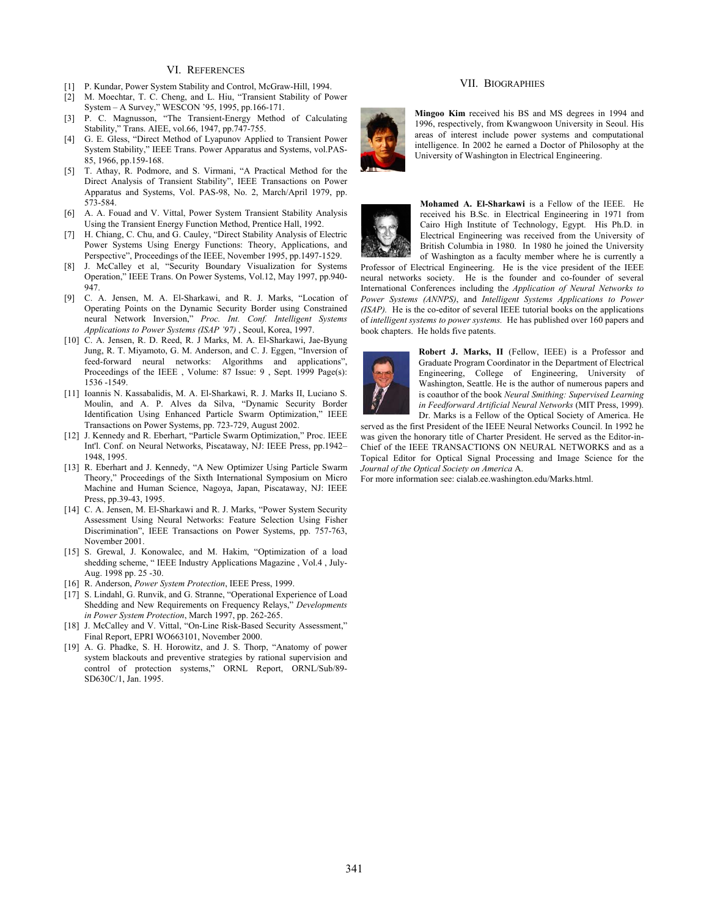## VI. References

[1] P. Kundar, Power System Stability and Control, McGraw-Hill, 1994.

[2] M. Moechtar, T. C. Cheng, and L. Hiu, “Transient Stability of Power System – A Survey,” WESCON ’95, 1995, pp.166-171.

[3] P. C. Magnusson, “The Transient-Energy Method of Calculating Stability,” Trans. AIEE, vol.66, 1947, pp.747-755.

[4] G. E. Gless, “Direct Method of Lyapunov Applied to Transient Power System Stability,” IEEE Trans. Power Apparatus and Systems, vol.PAS-85, 1966, pp.159-168.

[5] T. Athay, R. Podmore, and S. Virmani, “A Practical Method for the Direct Analysis of Transient Stability”, IEEE Transactions on Power Apparatus and Systems, Vol. PAS-98, No. 2, March/April 1979, pp. 573-584.

[6] A. A. Fouad and V. Vittal, Power System Transient Stability Analysis Using the Transient Energy Function Method, Prentice Hall, 1992.

[7] H. Chiang, C. Chu, and G. Cauley, “Direct Stability Analysis of Electric Power Systems Using Energy Functions: Theory, Applications, and Perspective”, Proceedings of the IEEE, November 1995, pp.1497-1529.

[8] J. McCalley et al, “Security Boundary Visualization for Systems Operation,” IEEE Trans. On Power Systems, Vol.12, May 1997, pp.940-947.

[9] C. A. Jensen, M. A. El-Sharkawi, and R. J. Marks, “Location of Operating Points on the Dynamic Security Border using Constrained neural Network Inversion,” *Proc. Int. Conf. Intelligent Systems Applications to Power Systems (ISAP ’97)* , Seoul, Korea, 1997.

[10] C. A. Jensen, R. D. Reed, R. J Marks, M. A. El-Sharkawi, Jae-Byung Jung, R. T. Miyamoto, G. M. Anderson, and C. J. Eggen, “Inversion of feed-forward neural networks: Algorithms and applications”, Proceedings of the IEEE , Volume: 87 Issue: 9 , Sept. 1999 Page(s): 1536 -1549.

[11] Ioannis N. Kassabalidis, M. A. El-Sharkawi, R. J. Marks II, Luciano S. Moulin, and A. P. Alves da Silva, “Dynamic Security Border Identification Using Enhanced Particle Swarm Optimization,” IEEE Transactions on Power Systems, pp. 723-729, August 2002.

[12] J. Kennedy and R. Eberhart, “Particle Swarm Optimization,” Proc. IEEE Int'l. Conf. on Neural Networks, Piscataway, NJ: IEEE Press, pp.1942–1948, 1995.

[13] R. Eberhart and J. Kennedy, “A New Optimizer Using Particle Swarm Theory,” Proceedings of the Sixth International Symposium on Micro Machine and Human Science, Nagoya, Japan, Piscataway, NJ: IEEE Press, pp.39-43, 1995.

[14] C. A. Jensen, M. El-Sharkawi and R. J. Marks, “Power System Security Assessment Using Neural Networks: Feature Selection Using Fisher Discrimination”, IEEE Transactions on Power Systems, pp. 757-763, November 2001.

[15] S. Grewal, J. Konowalec, and M. Hakim, “Optimization of a load shedding scheme, “ IEEE Industry Applications Magazine , Vol.4 , July-Aug. 1998 pp. 25 -30.

[16] R. Anderson, *Power System Protection*, IEEE Press, 1999.

[17] S. Lindahl, G. Runvik, and G. Stranne, “Operational Experience of Load Shedding and New Requirements on Frequency Relays,” *Developments in Power System Protection*, March 1997, pp. 262-265.

[18] J. McCalley and V. Vittal, “On-Line Risk-Based Security Assessment,” Final Report, EPRI WO663101, November 2000.

[19] A. G. Phadke, S. H. Horowitz, and J. S. Thorp, “Anatomy of power system blackouts and preventive strategies by rational supervision and control of protection systems,” ORNL Report, ORNL/Sub/89-SD630C/1, Jan. 1995.

## VII. Biographies

**Mingoo Kim** received his BS and MS degrees in 1994 and 1996, respectively, from Kwangwoon University in Seoul. His areas of interest include power systems and computational intelligence. In 2002 he earned a Doctor of Philosophy at the University of Washington in Electrical Engineering.

**Mohamed A. El-Sharkawi** is a Fellow of the IEEE. He received his B.Sc. in Electrical Engineering in 1971 from Cairo High Institute of Technology, Egypt. His Ph.D. in Electrical Engineering was received from the University of British Columbia in 1980. In 1980 he joined the University of Washington as a faculty member where he is currently a Professor of Electrical Engineering. He is the vice president of the IEEE neural networks society. He is the founder and co-founder of several International Conferences including the *Application of Neural Networks to Power Systems (ANNPS)*, and *Intelligent Systems Applications to Power (ISAP).* He is the co-editor of several IEEE tutorial books on the applications of *intelligent systems to power systems.* He has published over 160 papers and book chapters. He holds five patents.

**Robert J. Marks, II** (Fellow, IEEE) is a Professor and Graduate Program Coordinator in the Department of Electrical Engineering, College of Engineering, University of Washington, Seattle. He is the author of numerous papers and is coauthor of the book *Neural Smithing: Supervised Learning in Feedforward Artificial Neural Networks* (MIT Press, 1999). Dr. Marks is a Fellow of the Optical Society of America. He served as the first President of the IEEE Neural Networks Council. In 1992 he was given the honorary title of Charter President. He served as the Editor-in-Chief of the IEEE TRANSACTIONS ON NEURAL NETWORKS and as a Topical Editor for Optical Signal Processing and Image Science for the *Journal of the Optical Society on America* A.

For more information see: cialab.ee.washington.edu/Marks.html.